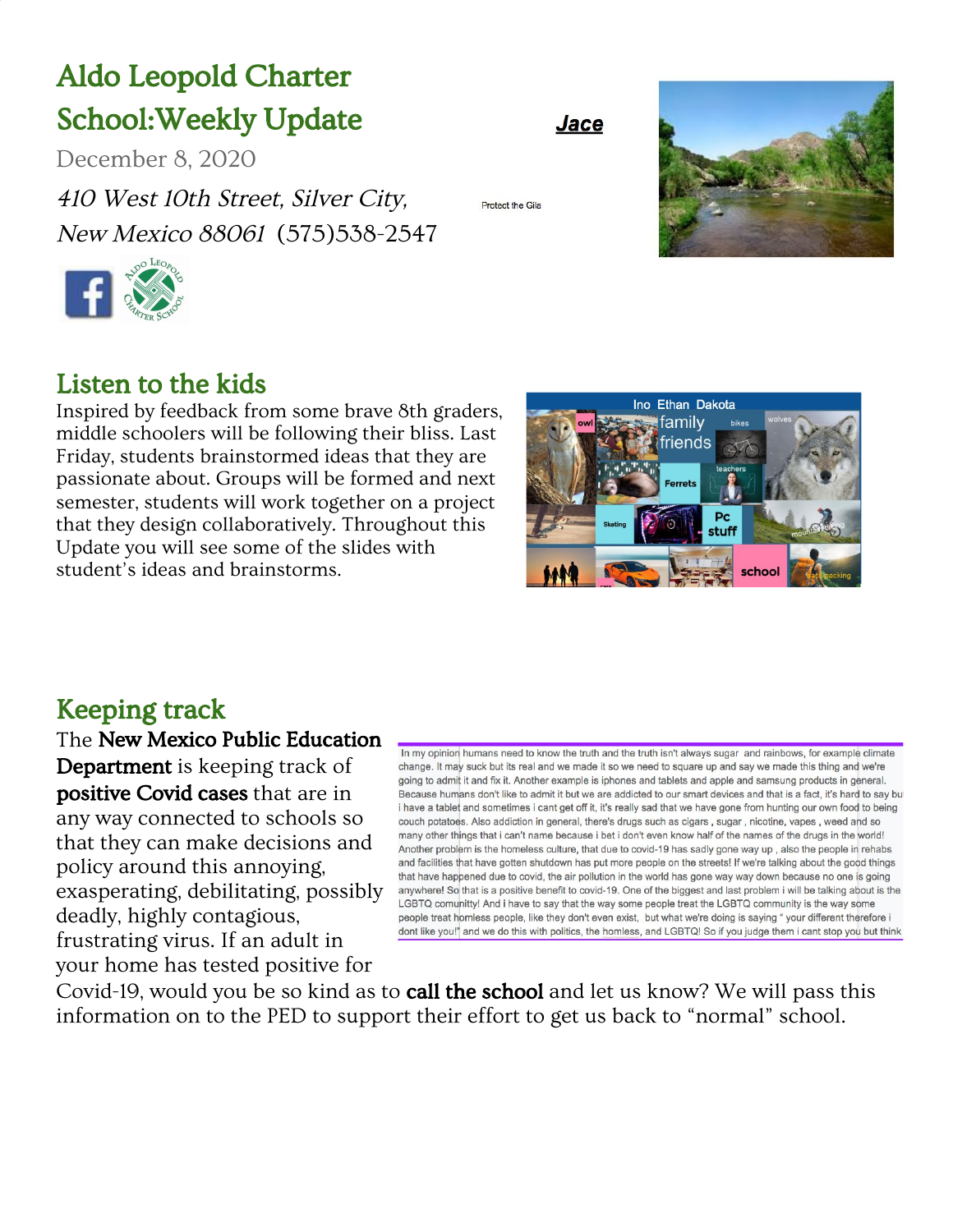# Aldo Leopold Charter School:Weekly Update

December 8, 2020

*410 West 10th Street, Silver City, New Mexico 88061* (575)538-2547

***Jace***

Protect the Gila

## Listen to the kids

Inspired by feedback from some brave 8th graders, middle schoolers will be following their bliss. Last Friday, students brainstormed ideas that they are passionate about. Groups will be formed and next semester, students will work together on a project that they design collaboratively. Throughout this Update you will see some of the slides with student's ideas and brainstorms.

Ino Ethan Dakota

owl, family, friends, bikes, wolves, Ferrets, teachers, Skating, Pc stuff, mountain biking, school, backpacking

## Keeping track

The **New Mexico Public Education Department** is keeping track of **positive Covid cases** that are in any way connected to schools so that they can make decisions and policy around this annoying, exasperating, debilitating, possibly deadly, highly contagious, frustrating virus. If an adult in your home has tested positive for Covid-19, would you be so kind as to **call the school** and let us know? We will pass this information on to the PED to support their effort to get us back to "normal" school.

In my opinion humans need to know the truth and the truth isn't always sugar and rainbows, for example climate change. It may suck but its real and we made it so we need to square up and say we made this thing and we're going to admit it and fix it. Another example is iphones and tablets and apple and samsung products in general. Because humans don't like to admit it but we are addicted to our smart devices and that is a fact, it's hard to say bu i have a tablet and sometimes i cant get off it, it's really sad that we have gone from hunting our own food to being couch potatoes. Also addiction in general, there's drugs such as cigars , sugar , nicotine, vapes , weed and so many other things that i can't name because i bet i don't even know half of the names of the drugs in the world! Another problem is the homeless culture, that due to covid-19 has sadly gone way up , also the people in rehabs and facilities that have gotten shutdown has put more people on the streets! If we're talking about the good things that have happened due to covid, the air pollution in the world has gone way way down because no one is going anywhere! So that is a positive benefit to covid-19. One of the biggest and last problem i will be talking about is the LGBTQ comunitty! And i have to say that the way some people treat the LGBTQ community is the way some people treat homless people, like they don't even exist, but what we're doing is saying " your different therefore i dont like you!" and we do this with politics, the homless, and LGBTQ! So if you judge them i cant stop you but think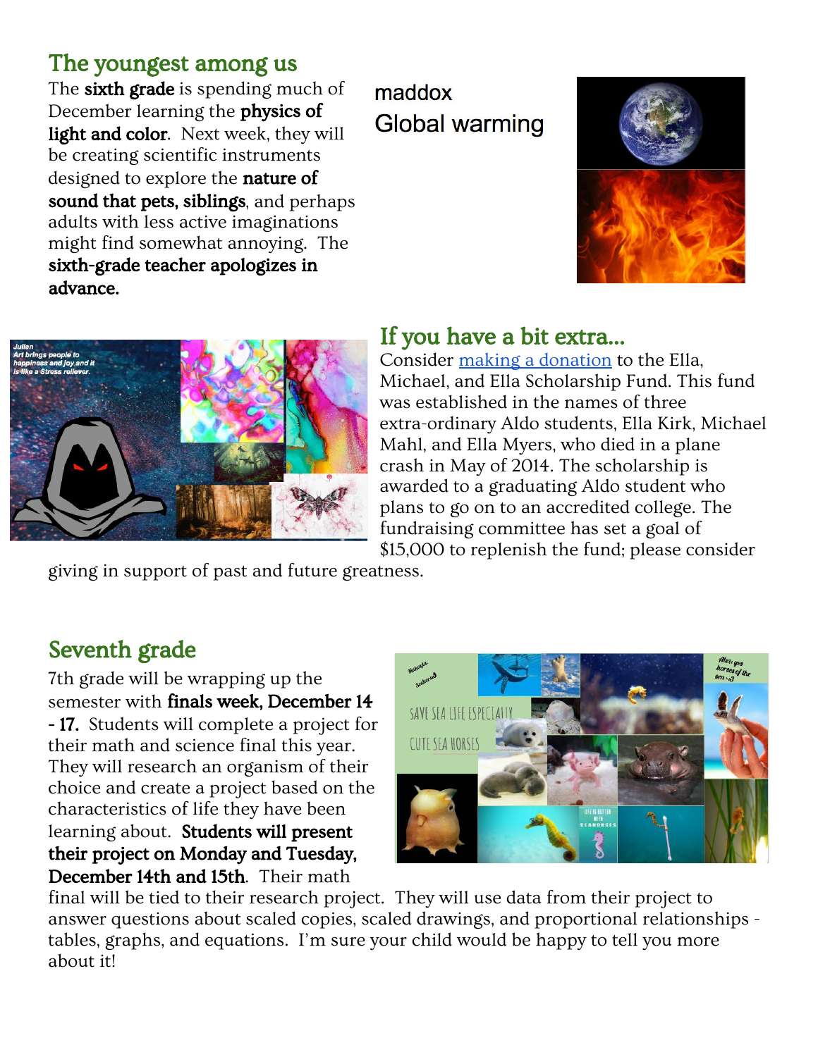## The youngest among us

The **sixth grade** is spending much of December learning the **physics of light and color**. Next week, they will be creating scientific instruments designed to explore the **nature of sound that pets, siblings**, and perhaps adults with less active imaginations might find somewhat annoying. The **sixth-grade teacher apologizes in advance.**

maddox
Global warming

## If you have a bit extra...

Consider [making a donation] to the Ella, Michael, and Ella Scholarship Fund. This fund was established in the names of three extra-ordinary Aldo students, Ella Kirk, Michael Mahl, and Ella Myers, who died in a plane crash in May of 2014. The scholarship is awarded to a graduating Aldo student who plans to go on to an accredited college. The fundraising committee has set a goal of $15,000 to replenish the fund; please consider giving in support of past and future greatness.

## Seventh grade

7th grade will be wrapping up the semester with **finals week, December 14 - 17.** Students will complete a project for their math and science final this year. They will research an organism of their choice and create a project based on the characteristics of life they have been learning about. **Students will present their project on Monday and Tuesday, December 14th and 15th**. Their math final will be tied to their research project. They will use data from their project to answer questions about scaled copies, scaled drawings, and proportional relationships - tables, graphs, and equations. I'm sure your child would be happy to tell you more about it!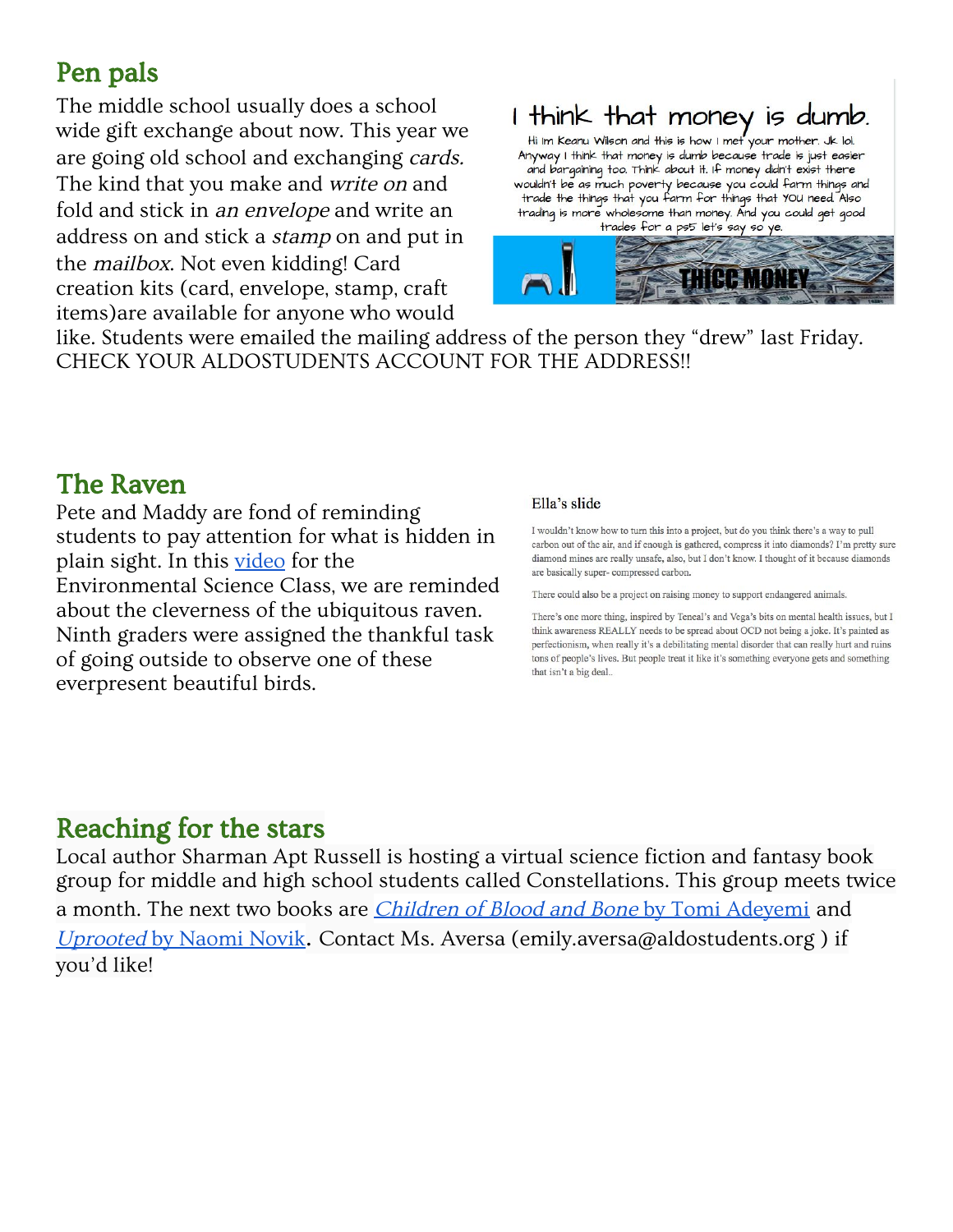## Pen pals

The middle school usually does a school wide gift exchange about now. This year we are going old school and exchanging *cards.* The kind that you make and *write on* and fold and stick in *an envelope* and write an address on and stick a *stamp* on and put in the *mailbox*. Not even kidding! Card creation kits (card, envelope, stamp, craft items)are available for anyone who would like. Students were emailed the mailing address of the person they "drew" last Friday. CHECK YOUR ALDOSTUDENTS ACCOUNT FOR THE ADDRESS!!

### I think that money is dumb.

Hi Im Keanu Wilson and this is how I met your mother. Jk lol. Anyway I think that money is dumb because trade is just easier and bargaining too. Think about it. If money didn't exist there wouldn't be as much poverty because you could farm things and trade the things that you farm for things that YOU need. Also trading is more wholesome than money. And you could get good trades for a ps5 let's say so ye.

THICC MONEY

## The Raven

Pete and Maddy are fond of reminding students to pay attention for what is hidden in plain sight. In this [video](#) for the Environmental Science Class, we are reminded about the cleverness of the ubiquitous raven. Ninth graders were assigned the thankful task of going outside to observe one of these everpresent beautiful birds.

### Ella's slide

I wouldn't know how to turn this into a project, but do you think there's a way to pull carbon out of the air, and if enough is gathered, compress it into diamonds? I'm pretty sure diamond mines are really unsafe, also, but I don't know. I thought of it because diamonds are basically super- compressed carbon.

There could also be a project on raising money to support endangered animals.

There's one more thing, inspired by Teneal's and Vega's bits on mental health issues, but I think awareness REALLY needs to be spread about OCD not being a joke. It's painted as perfectionism, when really it's a debilitating mental disorder that can really hurt and ruins tons of people's lives. But people treat it like it's something everyone gets and something that isn't a big deal..

## Reaching for the stars

Local author Sharman Apt Russell is hosting a virtual science fiction and fantasy book group for middle and high school students called Constellations. This group meets twice a month. The next two books are [*Children of Blood and Bone* by Tomi Adeyemi](#) and [*Uprooted* by Naomi Novik](#). Contact Ms. Aversa (emily.aversa@aldostudents.org ) if you'd like!